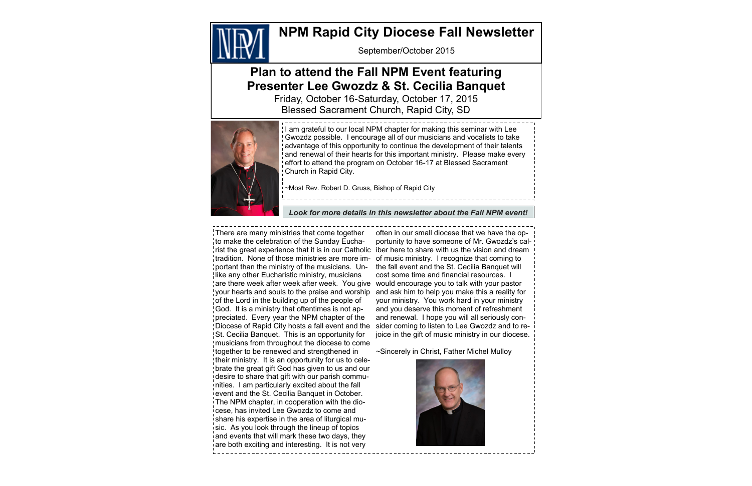# NPM Rapid City Diocese Fall Newsletter

September/October 2015

## Plan to attend the Fall NPM Event featuring Presenter Lee Gwozdz & St. Cecilia Banquet

Friday, October 16-Saturday, October 17, 2015
Blessed Sacrament Church, Rapid City, SD

I am grateful to our local NPM chapter for making this seminar with Lee Gwozdz possible. I encourage all of our musicians and vocalists to take advantage of this opportunity to continue the development of their talents and renewal of their hearts for this important ministry. Please make every effort to attend the program on October 16-17 at Blessed Sacrament Church in Rapid City.

~Most Rev. Robert D. Gruss, Bishop of Rapid City

***Look for more details in this newsletter about the Fall NPM event!***

There are many ministries that come together to make the celebration of the Sunday Eucharist the great experience that it is in our Catholic tradition. None of those ministries are more important than the ministry of the musicians. Unlike any other Eucharistic ministry, musicians are there week after week after week. You give your hearts and souls to the praise and worship of the Lord in the building up of the people of God. It is a ministry that oftentimes is not appreciated. Every year the NPM chapter of the Diocese of Rapid City hosts a fall event and the St. Cecilia Banquet. This is an opportunity for musicians from throughout the diocese to come together to be renewed and strengthened in their ministry. It is an opportunity for us to celebrate the great gift God has given to us and our desire to share that gift with our parish communities. I am particularly excited about the fall event and the St. Cecilia Banquet in October. The NPM chapter, in cooperation with the diocese, has invited Lee Gwozdz to come and share his expertise in the area of liturgical music. As you look through the lineup of topics and events that will mark these two days, they are both exciting and interesting. It is not very often in our small diocese that we have the opportunity to have someone of Mr. Gwozdz's caliber here to share with us the vision and dream of music ministry. I recognize that coming to the fall event and the St. Cecilia Banquet will cost some time and financial resources. I would encourage you to talk with your pastor and ask him to help you make this a reality for your ministry. You work hard in your ministry and you deserve this moment of refreshment and renewal. I hope you will all seriously consider coming to listen to Lee Gwozdz and to rejoice in the gift of music ministry in our diocese.

~Sincerely in Christ, Father Michel Mulloy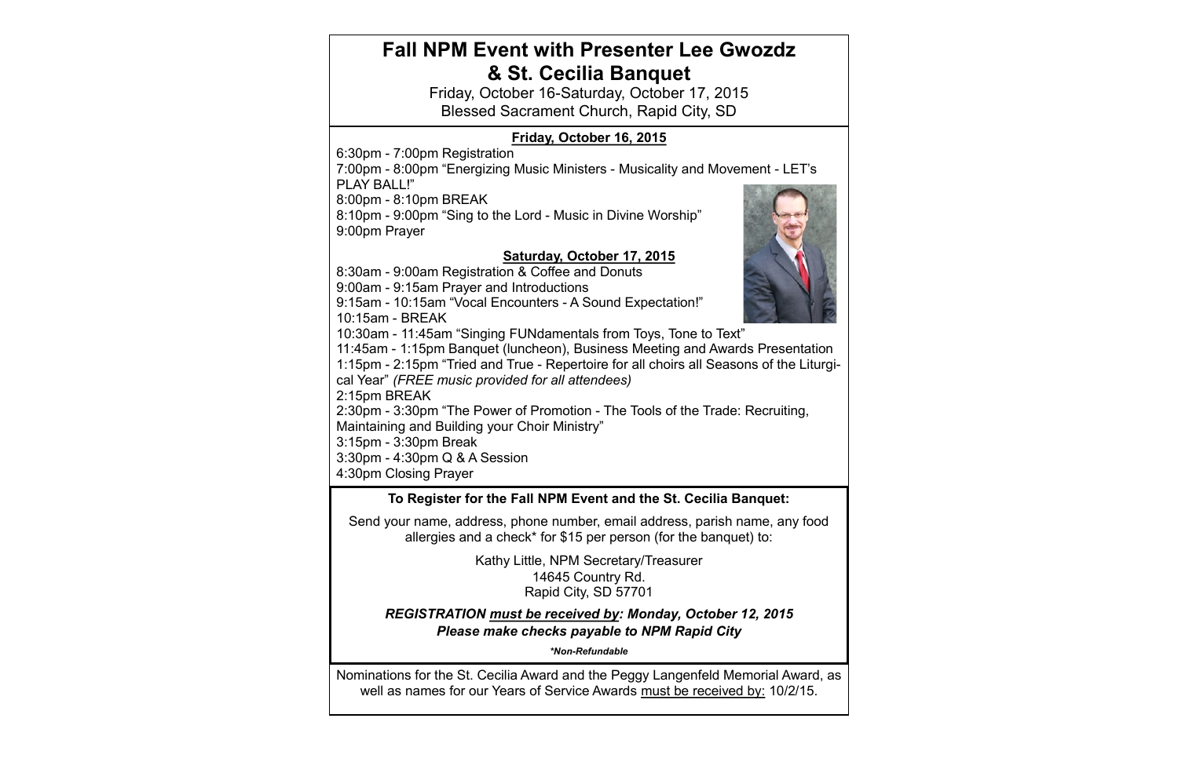# Fall NPM Event with Presenter Lee Gwozdz & St. Cecilia Banquet

Friday, October 16-Saturday, October 17, 2015
Blessed Sacrament Church, Rapid City, SD

**Friday, October 16, 2015**

6:30pm - 7:00pm Registration
7:00pm - 8:00pm "Energizing Music Ministers - Musicality and Movement - LET's PLAY BALL!"
8:00pm - 8:10pm BREAK
8:10pm - 9:00pm "Sing to the Lord - Music in Divine Worship"
9:00pm Prayer

**Saturday, October 17, 2015**

8:30am - 9:00am Registration & Coffee and Donuts
9:00am - 9:15am Prayer and Introductions
9:15am - 10:15am "Vocal Encounters - A Sound Expectation!"
10:15am - BREAK
10:30am - 11:45am "Singing FUNdamentals from Toys, Tone to Text"
11:45am - 1:15pm Banquet (luncheon), Business Meeting and Awards Presentation
1:15pm - 2:15pm "Tried and True - Repertoire for all choirs all Seasons of the Liturgical Year" *(FREE music provided for all attendees)*
2:15pm BREAK
2:30pm - 3:30pm "The Power of Promotion - The Tools of the Trade: Recruiting, Maintaining and Building your Choir Ministry"
3:15pm - 3:30pm Break
3:30pm - 4:30pm Q & A Session
4:30pm Closing Prayer

**To Register for the Fall NPM Event and the St. Cecilia Banquet:**

Send your name, address, phone number, email address, parish name, any food allergies and a check* for $15 per person (for the banquet) to:

Kathy Little, NPM Secretary/Treasurer
14645 Country Rd.
Rapid City, SD 57701

***REGISTRATION must be received by: Monday, October 12, 2015***
***Please make checks payable to NPM Rapid City***

****Non-Refundable***

Nominations for the St. Cecilia Award and the Peggy Langenfeld Memorial Award, as well as names for our Years of Service Awards must be received by: 10/2/15.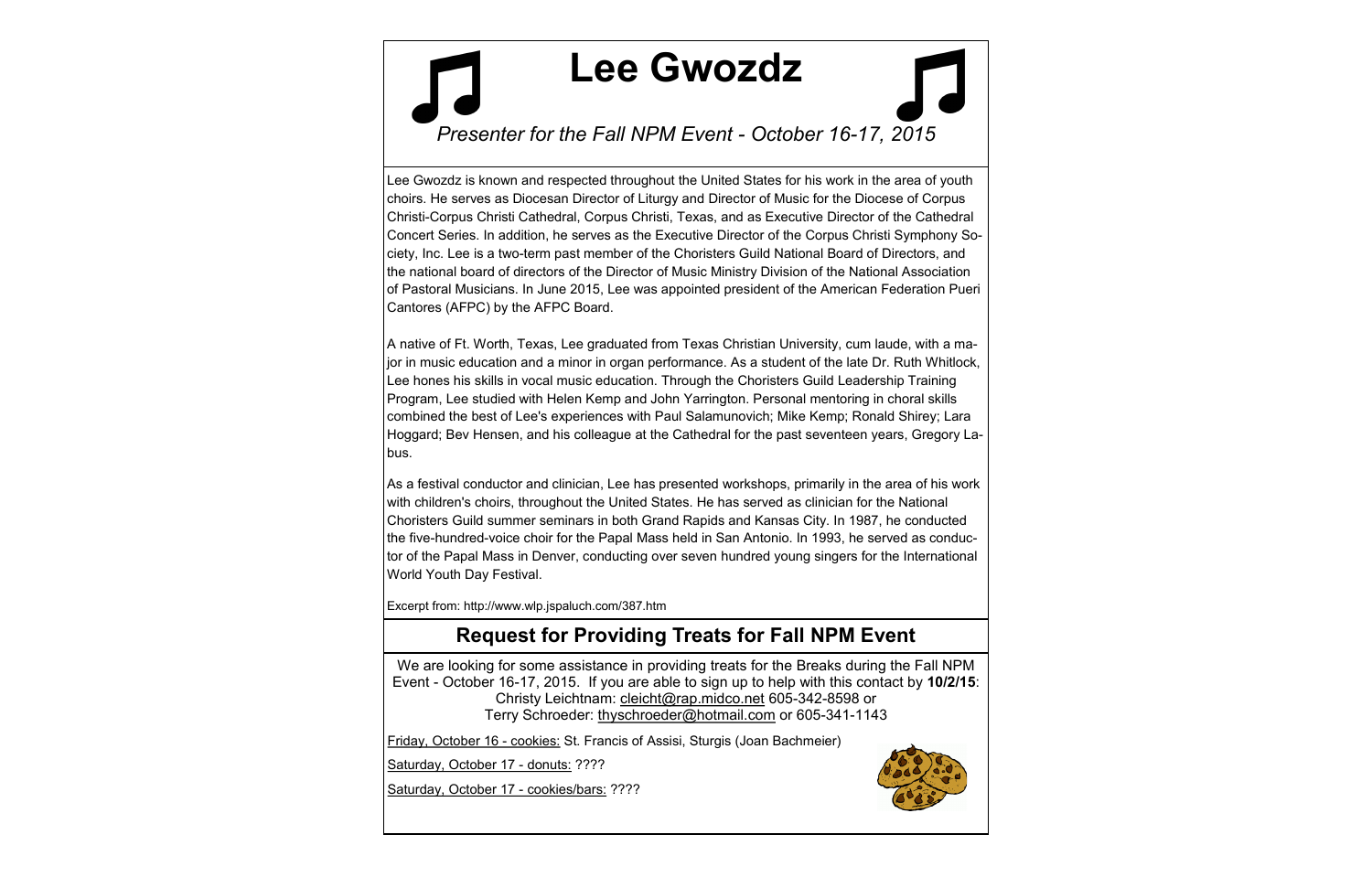# Lee Gwozdz

*Presenter for the Fall NPM Event - October 16-17, 2015*

Lee Gwozdz is known and respected throughout the United States for his work in the area of youth choirs. He serves as Diocesan Director of Liturgy and Director of Music for the Diocese of Corpus Christi-Corpus Christi Cathedral, Corpus Christi, Texas, and as Executive Director of the Cathedral Concert Series. In addition, he serves as the Executive Director of the Corpus Christi Symphony Society, Inc. Lee is a two-term past member of the Choristers Guild National Board of Directors, and the national board of directors of the Director of Music Ministry Division of the National Association of Pastoral Musicians. In June 2015, Lee was appointed president of the American Federation Pueri Cantores (AFPC) by the AFPC Board.

A native of Ft. Worth, Texas, Lee graduated from Texas Christian University, cum laude, with a major in music education and a minor in organ performance. As a student of the late Dr. Ruth Whitlock, Lee hones his skills in vocal music education. Through the Choristers Guild Leadership Training Program, Lee studied with Helen Kemp and John Yarrington. Personal mentoring in choral skills combined the best of Lee's experiences with Paul Salamunovich; Mike Kemp; Ronald Shirey; Lara Hoggard; Bev Hensen, and his colleague at the Cathedral for the past seventeen years, Gregory Labus.

As a festival conductor and clinician, Lee has presented workshops, primarily in the area of his work with children's choirs, throughout the United States. He has served as clinician for the National Choristers Guild summer seminars in both Grand Rapids and Kansas City. In 1987, he conducted the five-hundred-voice choir for the Papal Mass held in San Antonio. In 1993, he served as conductor of the Papal Mass in Denver, conducting over seven hundred young singers for the International World Youth Day Festival.

Excerpt from: http://www.wlp.jspaluch.com/387.htm

## Request for Providing Treats for Fall NPM Event

We are looking for some assistance in providing treats for the Breaks during the Fall NPM Event - October 16-17, 2015. If you are able to sign up to help with this contact by **10/2/15**:
Christy Leichtnam: cleicht@rap.midco.net 605-342-8598 or
Terry Schroeder: thyschroeder@hotmail.com or 605-341-1143

Friday, October 16 - cookies: St. Francis of Assisi, Sturgis (Joan Bachmeier)

Saturday, October 17 - donuts: ????

Saturday, October 17 - cookies/bars: ????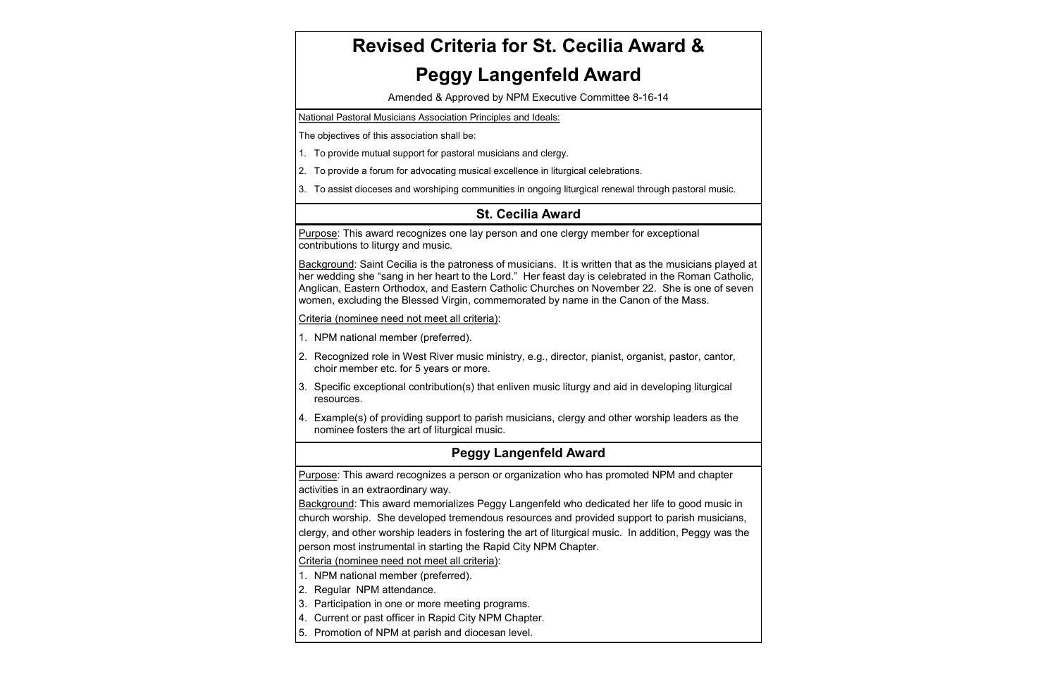# Revised Criteria for St. Cecilia Award & Peggy Langenfeld Award

Amended & Approved by NPM Executive Committee 8-16-14

National Pastoral Musicians Association Principles and Ideals:

The objectives of this association shall be:

1. To provide mutual support for pastoral musicians and clergy.
2. To provide a forum for advocating musical excellence in liturgical celebrations.
3. To assist dioceses and worshiping communities in ongoing liturgical renewal through pastoral music.

## St. Cecilia Award

Purpose: This award recognizes one lay person and one clergy member for exceptional contributions to liturgy and music.

Background: Saint Cecilia is the patroness of musicians. It is written that as the musicians played at her wedding she "sang in her heart to the Lord." Her feast day is celebrated in the Roman Catholic, Anglican, Eastern Orthodox, and Eastern Catholic Churches on November 22. She is one of seven women, excluding the Blessed Virgin, commemorated by name in the Canon of the Mass.

Criteria (nominee need not meet all criteria):

1. NPM national member (preferred).
2. Recognized role in West River music ministry, e.g., director, pianist, organist, pastor, cantor, choir member etc. for 5 years or more.
3. Specific exceptional contribution(s) that enliven music liturgy and aid in developing liturgical resources.
4. Example(s) of providing support to parish musicians, clergy and other worship leaders as the nominee fosters the art of liturgical music.

## Peggy Langenfeld Award

Purpose: This award recognizes a person or organization who has promoted NPM and chapter activities in an extraordinary way.

Background: This award memorializes Peggy Langenfeld who dedicated her life to good music in church worship. She developed tremendous resources and provided support to parish musicians, clergy, and other worship leaders in fostering the art of liturgical music. In addition, Peggy was the person most instrumental in starting the Rapid City NPM Chapter.

Criteria (nominee need not meet all criteria):

1. NPM national member (preferred).
2. Regular NPM attendance.
3. Participation in one or more meeting programs.
4. Current or past officer in Rapid City NPM Chapter.
5. Promotion of NPM at parish and diocesan level.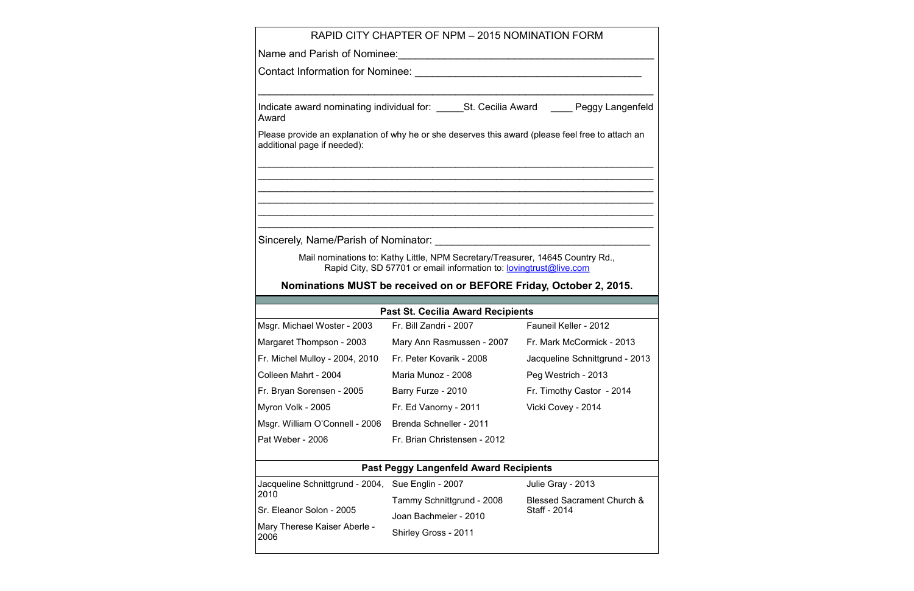# RAPID CITY CHAPTER OF NPM – 2015 NOMINATION FORM

Name and Parish of Nominee:___________________________________________

Contact Information for Nominee: ______________________________________

_____________________________________________________________________

Indicate award nominating individual for: _____St. Cecilia Award ____ Peggy Langenfeld Award

Please provide an explanation of why he or she deserves this award (please feel free to attach an additional page if needed):

_____________________________________________________________________

_____________________________________________________________________

_____________________________________________________________________

_____________________________________________________________________

_____________________________________________________________________

_____________________________________________________________________

Sincerely, Name/Parish of Nominator: ____________________________________

Mail nominations to: Kathy Little, NPM Secretary/Treasurer, 14645 Country Rd., Rapid City, SD 57701 or email information to: lovingtrust@live.com

**Nominations MUST be received on or BEFORE Friday, October 2, 2015.**

## Past St. Cecilia Award Recipients

| | | |
|---|---|---|
| Msgr. Michael Woster - 2003 | Fr. Bill Zandri - 2007 | Fauneil Keller - 2012 |
| Margaret Thompson - 2003 | Mary Ann Rasmussen - 2007 | Fr. Mark McCormick - 2013 |
| Fr. Michel Mulloy - 2004, 2010 | Fr. Peter Kovarik - 2008 | Jacqueline Schnittgrund - 2013 |
| Colleen Mahrt - 2004 | Maria Munoz - 2008 | Peg Westrich - 2013 |
| Fr. Bryan Sorensen - 2005 | Barry Furze - 2010 | Fr. Timothy Castor - 2014 |
| Myron Volk - 2005 | Fr. Ed Vanorny - 2011 | Vicki Covey - 2014 |
| Msgr. William O'Connell - 2006 | Brenda Schneller - 2011 | |
| Pat Weber - 2006 | Fr. Brian Christensen - 2012 | |

## Past Peggy Langenfeld Award Recipients

| | | |
|---|---|---|
| Jacqueline Schnittgrund - 2004, 2010 | Sue Englin - 2007 | Julie Gray - 2013 |
| Sr. Eleanor Solon - 2005 | Tammy Schnittgrund - 2008 | Blessed Sacrament Church & Staff - 2014 |
| Mary Therese Kaiser Aberle - 2006 | Joan Bachmeier - 2010 | |
| | Shirley Gross - 2011 | |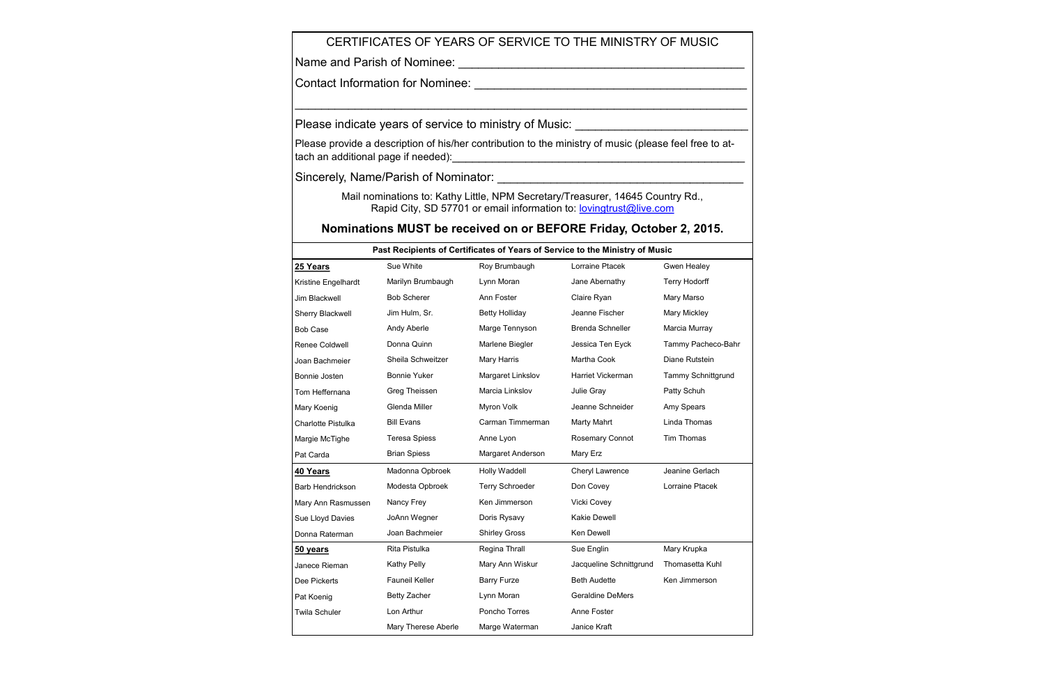## CERTIFICATES OF YEARS OF SERVICE TO THE MINISTRY OF MUSIC

Name and Parish of Nominee: ___________________________________________

Contact Information for Nominee: ________________________________________

___________________________________________________________________

Please indicate years of service to ministry of Music: _________________________

Please provide a description of his/her contribution to the ministry of music (please feel free to attach an additional page if needed):_______________________________________________

Sincerely, Name/Parish of Nominator: _____________________________________

Mail nominations to: Kathy Little, NPM Secretary/Treasurer, 14645 Country Rd., Rapid City, SD 57701 or email information to: lovingtrust@live.com

**Nominations MUST be received on or BEFORE Friday, October 2, 2015.**

| Past Recipients of Certificates of Years of Service to the Ministry of Music | | | | |
|---|---|---|---|---|
| **25 Years** | Sue White | Roy Brumbaugh | Lorraine Ptacek | Gwen Healey |
| Kristine Engelhardt | Marilyn Brumbaugh | Lynn Moran | Jane Abernathy | Terry Hodorff |
| Jim Blackwell | Bob Scherer | Ann Foster | Claire Ryan | Mary Marso |
| Sherry Blackwell | Jim Hulm, Sr. | Betty Holliday | Jeanne Fischer | Mary Mickley |
| Bob Case | Andy Aberle | Marge Tennyson | Brenda Schneller | Marcia Murray |
| Renee Coldwell | Donna Quinn | Marlene Biegler | Jessica Ten Eyck | Tammy Pacheco-Bahr |
| Joan Bachmeier | Sheila Schweitzer | Mary Harris | Martha Cook | Diane Rutstein |
| Bonnie Josten | Bonnie Yuker | Margaret Linkslov | Harriet Vickerman | Tammy Schnittgrund |
| Tom Heffernana | Greg Theissen | Marcia Linkslov | Julie Gray | Patty Schuh |
| Mary Koenig | Glenda Miller | Myron Volk | Jeanne Schneider | Amy Spears |
| Charlotte Pistulka | Bill Evans | Carman Timmerman | Marty Mahrt | Linda Thomas |
| Margie McTighe | Teresa Spiess | Anne Lyon | Rosemary Connot | Tim Thomas |
| Pat Carda | Brian Spiess | Margaret Anderson | Mary Erz | |
| **40 Years** | Madonna Opbroek | Holly Waddell | Cheryl Lawrence | Jeanine Gerlach |
| Barb Hendrickson | Modesta Opbroek | Terry Schroeder | Don Covey | Lorraine Ptacek |
| Mary Ann Rasmussen | Nancy Frey | Ken Jimmerson | Vicki Covey | |
| Sue Lloyd Davies | JoAnn Wegner | Doris Rysavy | Kakie Dewell | |
| Donna Raterman | Joan Bachmeier | Shirley Gross | Ken Dewell | |
| **50 years** | Rita Pistulka | Regina Thrall | Sue Englin | Mary Krupka |
| Janece Rieman | Kathy Pelly | Mary Ann Wiskur | Jacqueline Schnittgrund | Thomasetta Kuhl |
| Dee Pickerts | Fauneil Keller | Barry Furze | Beth Audette | Ken Jimmerson |
| Pat Koenig | Betty Zacher | Lynn Moran | Geraldine DeMers | |
| Twila Schuler | Lon Arthur | Poncho Torres | Anne Foster | |
| | Mary Therese Aberle | Marge Waterman | Janice Kraft | |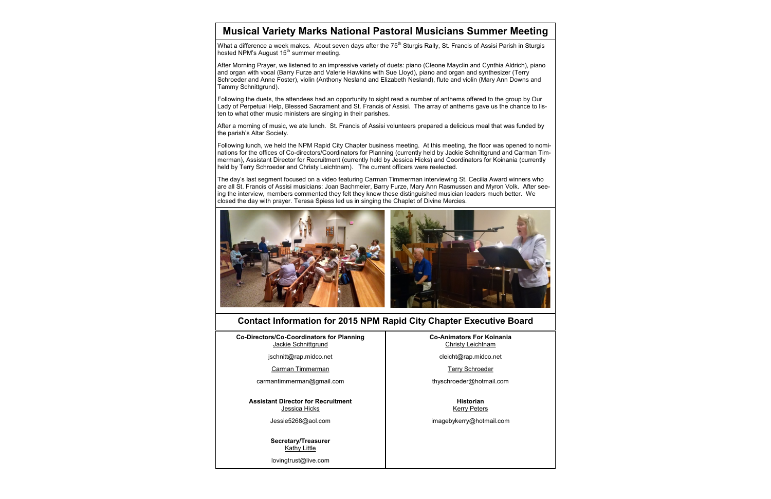## Musical Variety Marks National Pastoral Musicians Summer Meeting

What a difference a week makes. About seven days after the 75th Sturgis Rally, St. Francis of Assisi Parish in Sturgis hosted NPM's August 15th summer meeting.

After Morning Prayer, we listened to an impressive variety of duets: piano (Cleone Mayclin and Cynthia Aldrich), piano and organ with vocal (Barry Furze and Valerie Hawkins with Sue Lloyd), piano and organ and synthesizer (Terry Schroeder and Anne Foster), violin (Anthony Nesland and Elizabeth Nesland), flute and violin (Mary Ann Downs and Tammy Schnittgrund).

Following the duets, the attendees had an opportunity to sight read a number of anthems offered to the group by Our Lady of Perpetual Help, Blessed Sacrament and St. Francis of Assisi. The array of anthems gave us the chance to listen to what other music ministers are singing in their parishes.

After a morning of music, we ate lunch. St. Francis of Assisi volunteers prepared a delicious meal that was funded by the parish's Altar Society.

Following lunch, we held the NPM Rapid City Chapter business meeting. At this meeting, the floor was opened to nominations for the offices of Co-directors/Coordinators for Planning (currently held by Jackie Schnittgrund and Carman Timmerman), Assistant Director for Recruitment (currently held by Jessica Hicks) and Coordinators for Koinania (currently held by Terry Schroeder and Christy Leichtnam). The current officers were reelected.

The day's last segment focused on a video featuring Carman Timmerman interviewing St. Cecilia Award winners who are all St. Francis of Assisi musicians: Joan Bachmeier, Barry Furze, Mary Ann Rasmussen and Myron Volk. After seeing the interview, members commented they felt they knew these distinguished musician leaders much better. We closed the day with prayer. Teresa Spiess led us in singing the Chaplet of Divine Mercies.

## Contact Information for 2015 NPM Rapid City Chapter Executive Board

**Co-Directors/Co-Coordinators for Planning**
Jackie Schnittgrund
jschnitt@rap.midco.net
Carman Timmerman
carmantimmerman@gmail.com

**Assistant Director for Recruitment**
Jessica Hicks
Jessie5268@aol.com

**Secretary/Treasurer**
Kathy Little
lovingtrust@live.com

**Co-Animators For Koinania**
Christy Leichtnam
cleicht@rap.midco.net
Terry Schroeder
thyschroeder@hotmail.com

**Historian**
Kerry Peters
imagebykerry@hotmail.com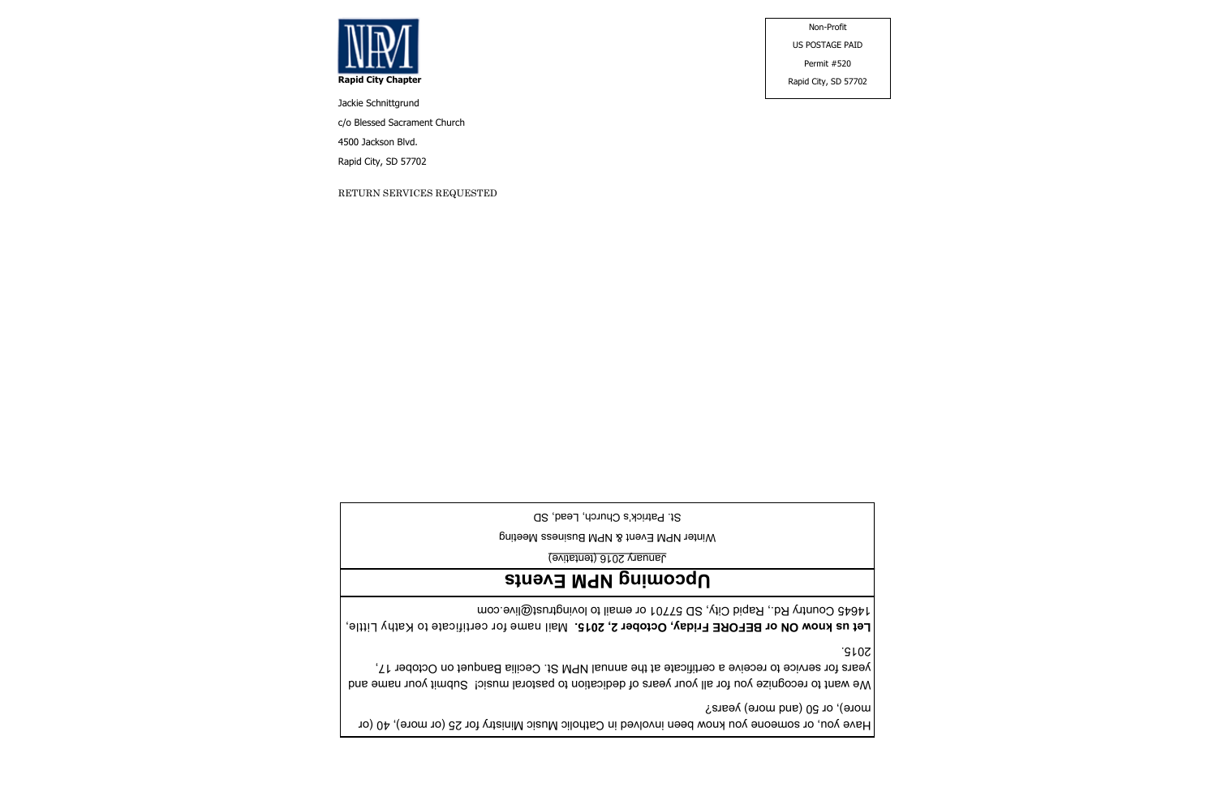NPM

**Rapid City Chapter**

Jackie Schnittgrund

c/o Blessed Sacrament Church

4500 Jackson Blvd.

Rapid City, SD 57702

RETURN SERVICES REQUESTED

Non-Profit
US POSTAGE PAID
Permit #520
Rapid City, SD 57702

Have you, or someone you know been involved in Catholic Music Ministry for 25 (or more), 40 (or more), or 50 (and more) years?

We want to recognize you for all your years of dedication to pastoral music! Submit your name and years for service to receive a certificate at the annual NPM St. Cecilia Banquet on October 17, 2015.

**Let us know ON or BEFORE Friday, October 2, 2015.** Mail name for certificate to Kathy Little, 14645 Country Rd., Rapid City, SD 57701 or email to lovingtrust@live.com

## Upcoming NPM Events

January 2016 (tentative)

Winter NPM Event & NPM Business Meeting

St. Patrick's Church, Lead, SD